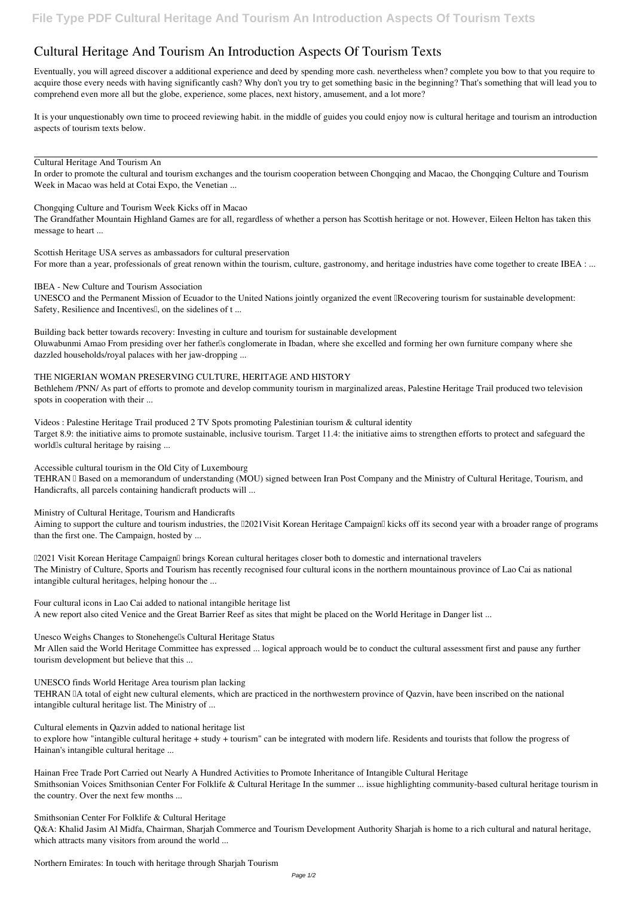# Cultural Heritage And Tourism An Introduction Aspects Of Tourism Texts

Eventually, you will agreed discover a additional experience and deed by spending more cash. nevertheless when? complete you bow to that you require to acquire those every needs with having significantly cash? Why don't you try to get something basic in the beginning? That's something that will lead you to comprehend even more all but the globe, experience, some places, next history, amusement, and a lot more?

It is your unquestionably own time to proceed reviewing habit. in the middle of guides you could enjoy now is **cultural heritage and tourism an introduction aspects of tourism texts** below.

---

**Cultural Heritage And Tourism An**

In order to promote the cultural and tourism exchanges and the tourism cooperation between Chongqing and Macao, the Chongqing Culture and Tourism Week in Macao was held at Cotai Expo, the Venetian ...

**Chongqing Culture and Tourism Week Kicks off in Macao**

The Grandfather Mountain Highland Games are for all, regardless of whether a person has Scottish heritage or not. However, Eileen Helton has taken this message to heart ...

**Scottish Heritage USA serves as ambassadors for cultural preservation**

For more than a year, professionals of great renown within the tourism, culture, gastronomy, and heritage industries have come together to create IBEA : ...

**IBEA - New Culture and Tourism Association**

UNESCO and the Permanent Mission of Ecuador to the United Nations jointly organized the event "Recovering tourism for sustainable development: Safety, Resilience and Incentives", on the sidelines of t ...

**Building back better towards recovery: Investing in culture and tourism for sustainable development**

Oluwabunmi Amao From presiding over her father's conglomerate in Ibadan, where she excelled and forming her own furniture company where she dazzled households/royal palaces with her jaw-dropping ...

**THE NIGERIAN WOMAN PRESERVING CULTURE, HERITAGE AND HISTORY**

Bethlehem /PNN/ As part of efforts to promote and develop community tourism in marginalized areas, Palestine Heritage Trail produced two television spots in cooperation with their ...

**Videos : Palestine Heritage Trail produced 2 TV Spots promoting Palestinian tourism & cultural identity**

Target 8.9: the initiative aims to promote sustainable, inclusive tourism. Target 11.4: the initiative aims to strengthen efforts to protect and safeguard the world's cultural heritage by raising ...

**Accessible cultural tourism in the Old City of Luxembourg**

TEHRAN – Based on a memorandum of understanding (MOU) signed between Iran Post Company and the Ministry of Cultural Heritage, Tourism, and Handicrafts, all parcels containing handicraft products will ...

**Ministry of Cultural Heritage, Tourism and Handicrafts**

Aiming to support the culture and tourism industries, the "2021Visit Korean Heritage Campaign" kicks off its second year with a broader range of programs than the first one. The Campaign, hosted by ...

**"2021 Visit Korean Heritage Campaign" brings Korean cultural heritages closer both to domestic and international travelers**

The Ministry of Culture, Sports and Tourism has recently recognised four cultural icons in the northern mountainous province of Lao Cai as national intangible cultural heritages, helping honour the ...

**Four cultural icons in Lao Cai added to national intangible heritage list**

A new report also cited Venice and the Great Barrier Reef as sites that might be placed on the World Heritage in Danger list ...

**Unesco Weighs Changes to Stonehenge's Cultural Heritage Status**

Mr Allen said the World Heritage Committee has expressed ... logical approach would be to conduct the cultural assessment first and pause any further tourism development but believe that this ...

**UNESCO finds World Heritage Area tourism plan lacking**

TEHRAN –A total of eight new cultural elements, which are practiced in the northwestern province of Qazvin, have been inscribed on the national intangible cultural heritage list. The Ministry of ...

**Cultural elements in Qazvin added to national heritage list**

to explore how "intangible cultural heritage + study + tourism" can be integrated with modern life. Residents and tourists that follow the progress of Hainan's intangible cultural heritage ...

**Hainan Free Trade Port Carried out Nearly A Hundred Activities to Promote Inheritance of Intangible Cultural Heritage**

Smithsonian Voices Smithsonian Center For Folklife & Cultural Heritage In the summer ... issue highlighting community-based cultural heritage tourism in the country. Over the next few months ...

**Smithsonian Center For Folklife & Cultural Heritage**

Q&A: Khalid Jasim Al Midfa, Chairman, Sharjah Commerce and Tourism Development Authority Sharjah is home to a rich cultural and natural heritage, which attracts many visitors from around the world ...

**Northern Emirates: In touch with heritage through Sharjah Tourism**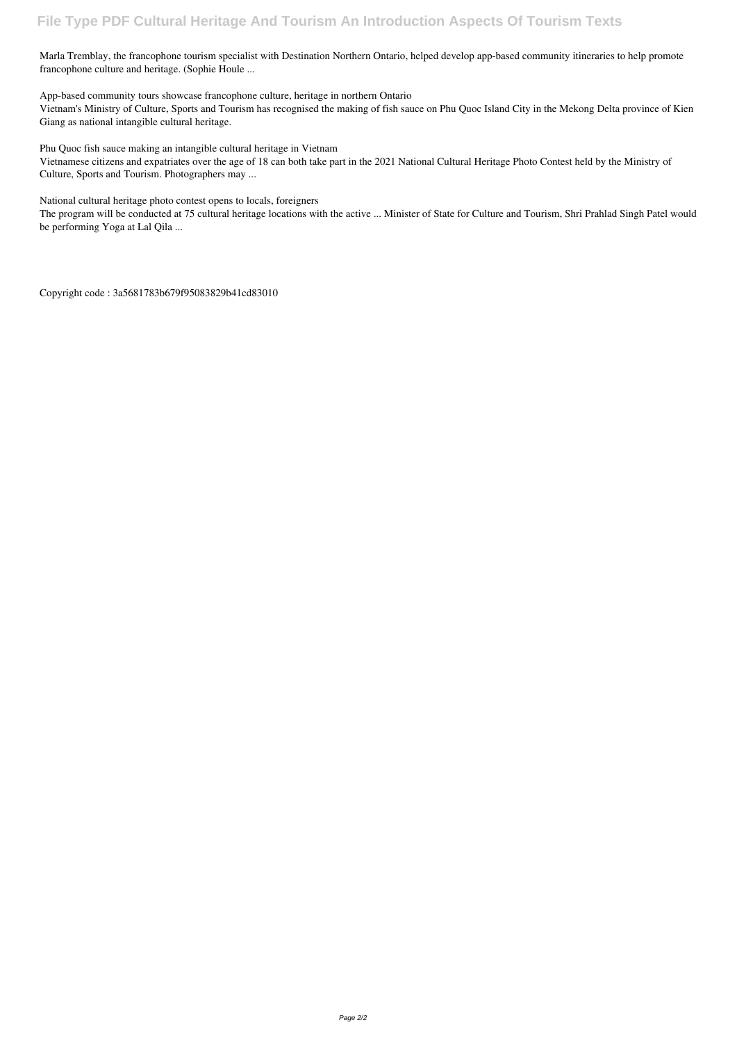Marla Tremblay, the francophone tourism specialist with Destination Northern Ontario, helped develop app-based community itineraries to help promote francophone culture and heritage. (Sophie Houle ...

App-based community tours showcase francophone culture, heritage in northern Ontario

Vietnam's Ministry of Culture, Sports and Tourism has recognised the making of fish sauce on Phu Quoc Island City in the Mekong Delta province of Kien Giang as national intangible cultural heritage.

Phu Quoc fish sauce making an intangible cultural heritage in Vietnam

Vietnamese citizens and expatriates over the age of 18 can both take part in the 2021 National Cultural Heritage Photo Contest held by the Ministry of Culture, Sports and Tourism. Photographers may ...

National cultural heritage photo contest opens to locals, foreigners

The program will be conducted at 75 cultural heritage locations with the active ... Minister of State for Culture and Tourism, Shri Prahlad Singh Patel would be performing Yoga at Lal Qila ...

Copyright code : 3a5681783b679f95083829b41cd83010